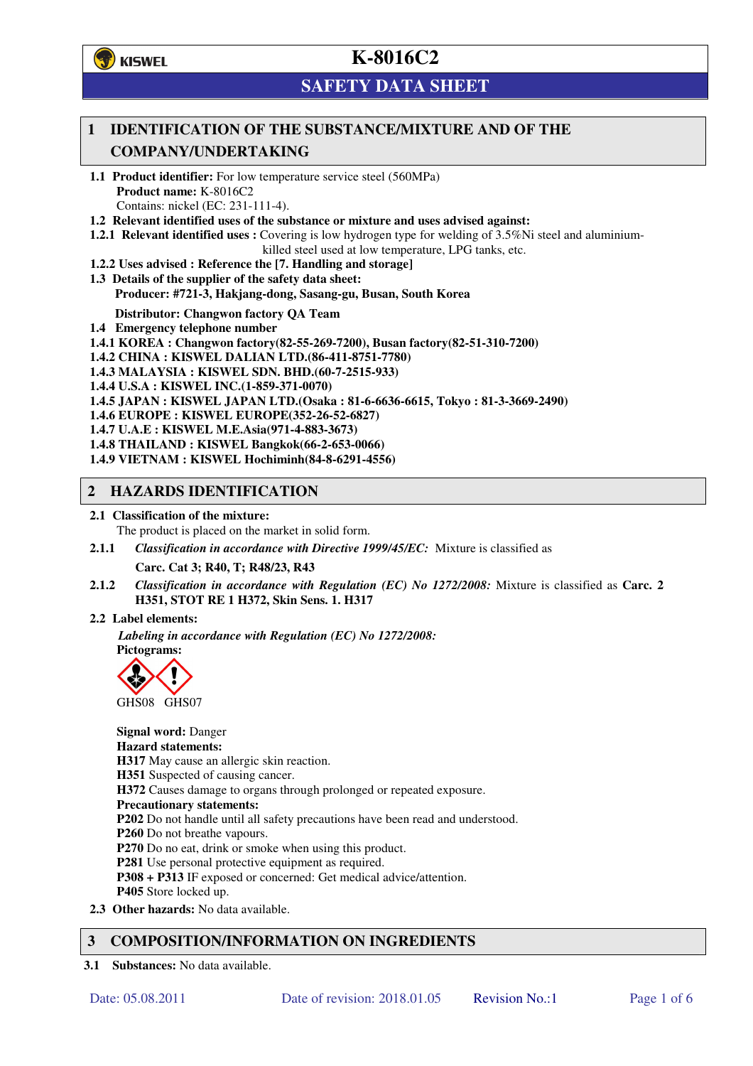# K-8016C2

## SAFETY DATA SHEET

## 1 IDENTIFICATION OF THE SUBSTANCE/MIXTURE AND OF THE COMPANY/UNDERTAKING

**1.1 Product identifier:** For low temperature service steel (560MPa)

**Product name:** K-8016C2

Contains: nickel (EC: 231-111-4).

**1.2 Relevant identified uses of the substance or mixture and uses advised against:**

**1.2.1 Relevant identified uses :** Covering is low hydrogen type for welding of 3.5%Ni steel and aluminium-killed steel used at low temperature, LPG tanks, etc.

**1.2.2 Uses advised : Reference the [7. Handling and storage]**

**1.3 Details of the supplier of the safety data sheet:**

**Producer: #721-3, Hakjang-dong, Sasang-gu, Busan, South Korea**

**Distributor: Changwon factory QA Team**

**1.4 Emergency telephone number**

**1.4.1 KOREA : Changwon factory(82-55-269-7200), Busan factory(82-51-310-7200)**

**1.4.2 CHINA : KISWEL DALIAN LTD.(86-411-8751-7780)**

**1.4.3 MALAYSIA : KISWEL SDN. BHD.(60-7-2515-933)**

**1.4.4 U.S.A : KISWEL INC.(1-859-371-0070)**

**1.4.5 JAPAN : KISWEL JAPAN LTD.(Osaka : 81-6-6636-6615, Tokyo : 81-3-3669-2490)**

**1.4.6 EUROPE : KISWEL EUROPE(352-26-52-6827)**

**1.4.7 U.A.E : KISWEL M.E.Asia(971-4-883-3673)**

**1.4.8 THAILAND : KISWEL Bangkok(66-2-653-0066)**

**1.4.9 VIETNAM : KISWEL Hochiminh(84-8-6291-4556)**

## 2 HAZARDS IDENTIFICATION

**2.1 Classification of the mixture:**

The product is placed on the market in solid form.

**2.1.1** *Classification in accordance with Directive 1999/45/EC:* Mixture is classified as

**Carc. Cat 3; R40, T; R48/23, R43**

**2.1.2** *Classification in accordance with Regulation (EC) No 1272/2008:* Mixture is classified as **Carc. 2 H351, STOT RE 1 H372, Skin Sens. 1. H317**

**2.2 Label elements:**

*Labeling in accordance with Regulation (EC) No 1272/2008:*

**Pictograms:**

GHS08 GHS07

**Signal word:** Danger

**Hazard statements:**

**H317** May cause an allergic skin reaction.

**H351** Suspected of causing cancer.

**H372** Causes damage to organs through prolonged or repeated exposure.

**Precautionary statements:**

**P202** Do not handle until all safety precautions have been read and understood.

**P260** Do not breathe vapours.

**P270** Do no eat, drink or smoke when using this product.

**P281** Use personal protective equipment as required.

**P308 + P313** IF exposed or concerned: Get medical advice/attention.

**P405** Store locked up.

**2.3 Other hazards:** No data available.

## 3 COMPOSITION/INFORMATION ON INGREDIENTS

**3.1 Substances:** No data available.

Date: 05.08.2011 Date of revision: 2018.01.05 Revision No.:1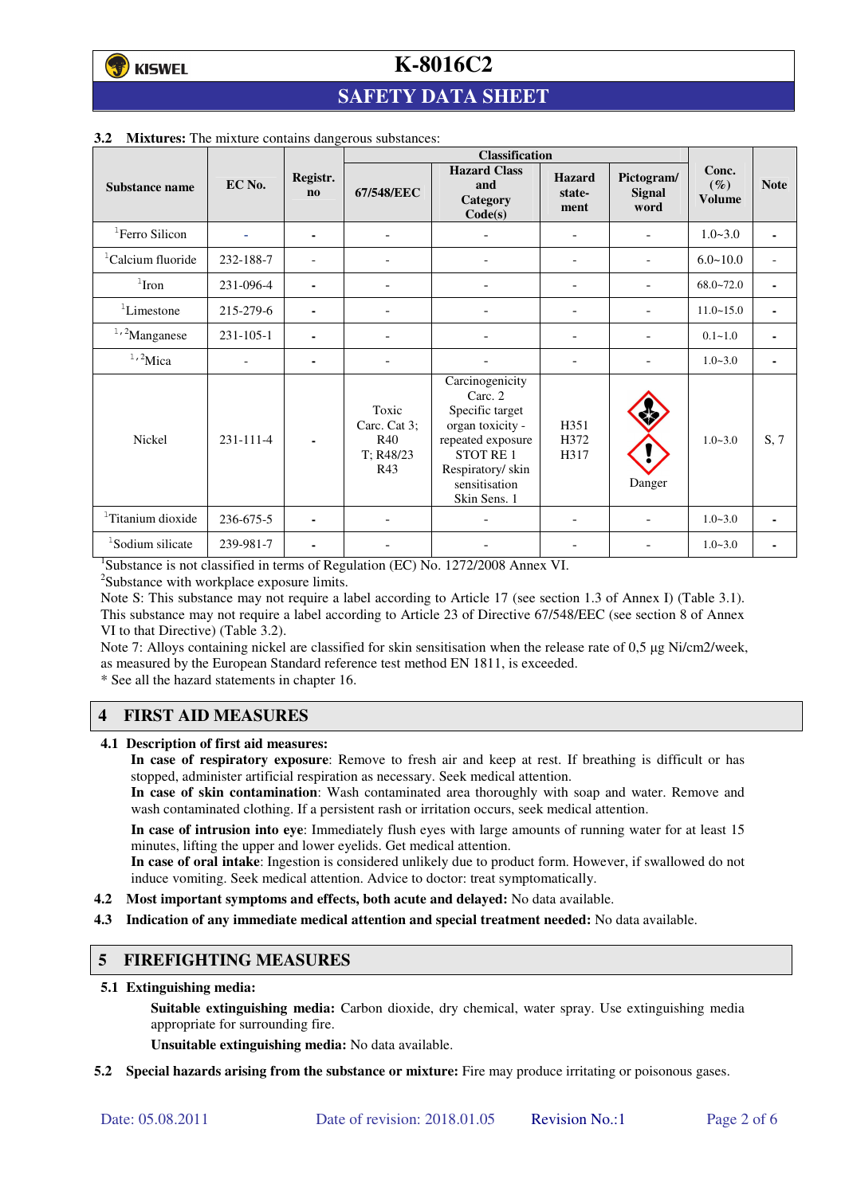### 3.2 **Mixtures:** The mixture contains dangerous substances:

| Substance name | EC No. | Registr. no | Classification | | | | Conc. (%) Volume | Note |
|---|---|---|---|---|---|---|---|---|
| | | | 67/548/EEC | Hazard Class and Category Code(s) | Hazard statement | Pictogram/ Signal word | | |
| [1]Ferro Silicon | - | - | - | - | - | - | 1.0~3.0 | - |
| [1]Calcium fluoride | 232-188-7 | - | - | - | - | - | 6.0~10.0 | - |
| [1]Iron | 231-096-4 | - | - | - | - | - | 68.0~72.0 | - |
| [1]Limestone | 215-279-6 | - | - | - | - | - | 11.0~15.0 | - |
| [1,2]Manganese | 231-105-1 | - | - | - | - | - | 0.1~1.0 | - |
| [1,2]Mica | - | - | - | - | - | - | 1.0~3.0 | - |
| Nickel | 231-111-4 | - | Toxic Carc. Cat 3; R40 T; R48/23 R43 | Carcinogenicity Carc. 2 Specific target organ toxicity - repeated exposure STOT RE 1 Respiratory/ skin sensitisation Skin Sens. 1 | H351 H372 H317 | Danger | 1.0~3.0 | S, 7 |
| [1]Titanium dioxide | 236-675-5 | - | - | - | - | - | 1.0~3.0 | - |
| [1]Sodium silicate | 239-981-7 | - | - | - | - | - | 1.0~3.0 | - |

[1]Substance is not classified in terms of Regulation (EC) No. 1272/2008 Annex VI.
[2]Substance with workplace exposure limits.
Note S: This substance may not require a label according to Article 17 (see section 1.3 of Annex I) (Table 3.1). This substance may not require a label according to Article 23 of Directive 67/548/EEC (see section 8 of Annex VI to that Directive) (Table 3.2).
Note 7: Alloys containing nickel are classified for skin sensitisation when the release rate of 0,5 μg Ni/cm2/week, as measured by the European Standard reference test method EN 1811, is exceeded.
* See all the hazard statements in chapter 16.

## 4 FIRST AID MEASURES

### 4.1 Description of first aid measures:

**In case of respiratory exposure**: Remove to fresh air and keep at rest. If breathing is difficult or has stopped, administer artificial respiration as necessary. Seek medical attention.
**In case of skin contamination**: Wash contaminated area thoroughly with soap and water. Remove and wash contaminated clothing. If a persistent rash or irritation occurs, seek medical attention.

**In case of intrusion into eye**: Immediately flush eyes with large amounts of running water for at least 15 minutes, lifting the upper and lower eyelids. Get medical attention.
**In case of oral intake**: Ingestion is considered unlikely due to product form. However, if swallowed do not induce vomiting. Seek medical attention. Advice to doctor: treat symptomatically.

**4.2 Most important symptoms and effects, both acute and delayed:** No data available.

**4.3 Indication of any immediate medical attention and special treatment needed:** No data available.

## 5 FIREFIGHTING MEASURES

### 5.1 Extinguishing media:

**Suitable extinguishing media:** Carbon dioxide, dry chemical, water spray. Use extinguishing media appropriate for surrounding fire.

**Unsuitable extinguishing media:** No data available.

**5.2 Special hazards arising from the substance or mixture:** Fire may produce irritating or poisonous gases.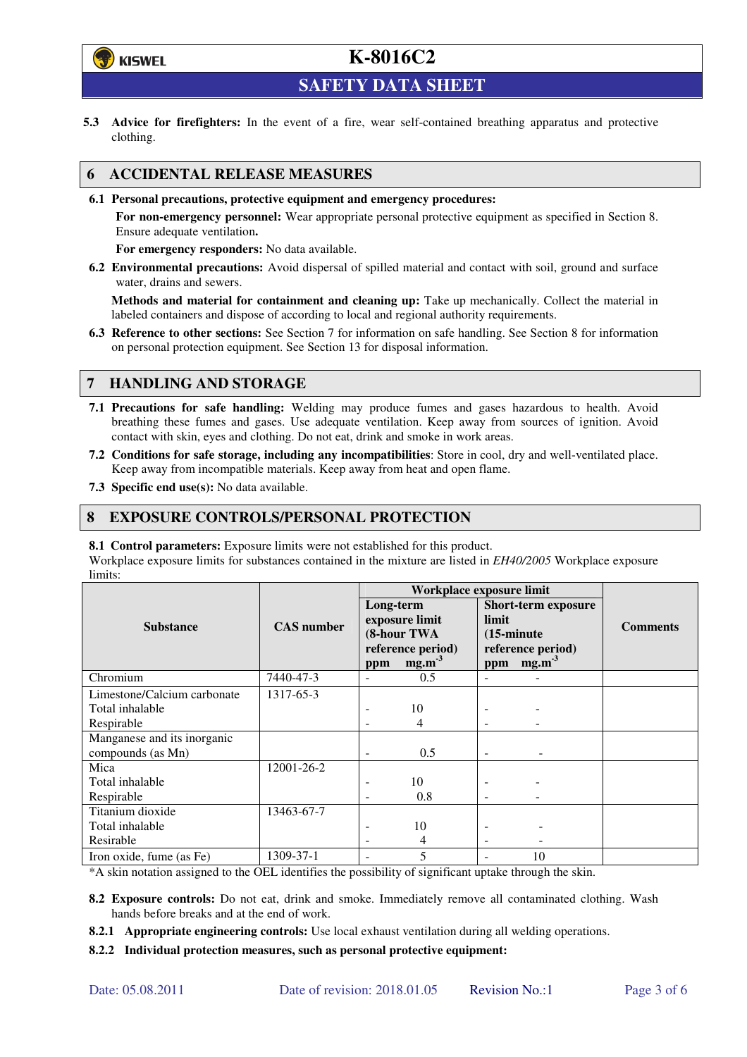**5.3 Advice for firefighters:** In the event of a fire, wear self-contained breathing apparatus and protective clothing.

## 6 ACCIDENTAL RELEASE MEASURES

**6.1 Personal precautions, protective equipment and emergency procedures:**

**For non-emergency personnel:** Wear appropriate personal protective equipment as specified in Section 8. Ensure adequate ventilation**.**

**For emergency responders:** No data available.

**6.2 Environmental precautions:** Avoid dispersal of spilled material and contact with soil, ground and surface water, drains and sewers.

**Methods and material for containment and cleaning up:** Take up mechanically. Collect the material in labeled containers and dispose of according to local and regional authority requirements.

**6.3 Reference to other sections:** See Section 7 for information on safe handling. See Section 8 for information on personal protection equipment. See Section 13 for disposal information.

## 7 HANDLING AND STORAGE

**7.1 Precautions for safe handling:** Welding may produce fumes and gases hazardous to health. Avoid breathing these fumes and gases. Use adequate ventilation. Keep away from sources of ignition. Avoid contact with skin, eyes and clothing. Do not eat, drink and smoke in work areas.

**7.2 Conditions for safe storage, including any incompatibilities**: Store in cool, dry and well-ventilated place. Keep away from incompatible materials. Keep away from heat and open flame.

**7.3 Specific end use(s):** No data available.

## 8 EXPOSURE CONTROLS/PERSONAL PROTECTION

**8.1 Control parameters:** Exposure limits were not established for this product.

Workplace exposure limits for substances contained in the mixture are listed in *EH40/2005* Workplace exposure limits:

| Substance | CAS number | Workplace exposure limit: Long-term exposure limit (8-hour TWA reference period) ppm | Long-term mg.m$^{-3}$ | Short-term exposure limit (15-minute reference period) ppm | Short-term mg.m$^{-3}$ | Comments |
|---|---|---|---|---|---|---|
| Chromium | 7440-47-3 | - | 0.5 | - | - | |
| Limestone/Calcium carbonate | 1317-65-3 | | | | | |
| Total inhalable | | - | 10 | - | - | |
| Respirable | | - | 4 | - | - | |
| Manganese and its inorganic compounds (as Mn) | | - | 0.5 | - | - | |
| Mica | 12001-26-2 | | | | | |
| Total inhalable | | - | 10 | - | - | |
| Respirable | | - | 0.8 | - | - | |
| Titanium dioxide | 13463-67-7 | | | | | |
| Total inhalable | | - | 10 | - | - | |
| Resirable | | - | 4 | - | - | |
| Iron oxide, fume (as Fe) | 1309-37-1 | - | 5 | - | 10 | |

*A skin notation assigned to the OEL identifies the possibility of significant uptake through the skin.

**8.2 Exposure controls:** Do not eat, drink and smoke. Immediately remove all contaminated clothing. Wash hands before breaks and at the end of work.

**8.2.1 Appropriate engineering controls:** Use local exhaust ventilation during all welding operations.

**8.2.2 Individual protection measures, such as personal protective equipment:**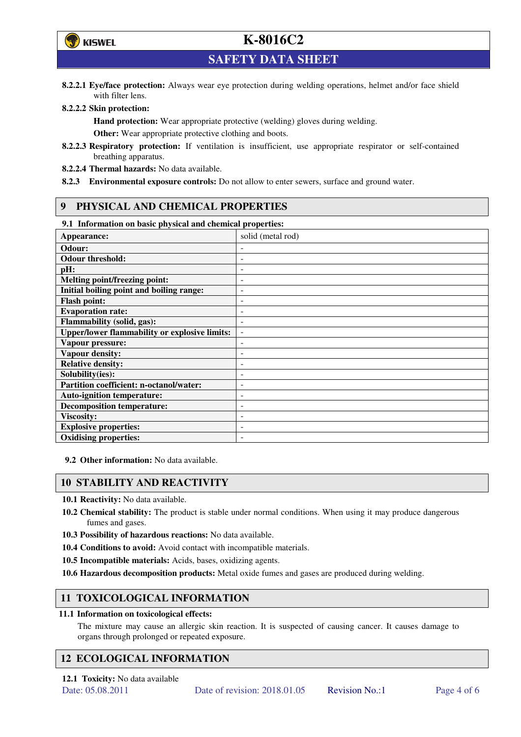**8.2.2.1 Eye/face protection:** Always wear eye protection during welding operations, helmet and/or face shield with filter lens.

**8.2.2.2 Skin protection:**

**Hand protection:** Wear appropriate protective (welding) gloves during welding.

**Other:** Wear appropriate protective clothing and boots.

**8.2.2.3 Respiratory protection:** If ventilation is insufficient, use appropriate respirator or self-contained breathing apparatus.

**8.2.2.4 Thermal hazards:** No data available.

**8.2.3 Environmental exposure controls:** Do not allow to enter sewers, surface and ground water.

## 9 PHYSICAL AND CHEMICAL PROPERTIES

**9.1 Information on basic physical and chemical properties:**

| | |
|---|---|
| **Appearance:** | solid (metal rod) |
| **Odour:** | - |
| **Odour threshold:** | - |
| **pH:** | - |
| **Melting point/freezing point:** | - |
| **Initial boiling point and boiling range:** | - |
| **Flash point:** | - |
| **Evaporation rate:** | - |
| **Flammability (solid, gas):** | - |
| **Upper/lower flammability or explosive limits:** | - |
| **Vapour pressure:** | - |
| **Vapour density:** | - |
| **Relative density:** | - |
| **Solubility(ies):** | - |
| **Partition coefficient: n-octanol/water:** | - |
| **Auto-ignition temperature:** | - |
| **Decomposition temperature:** | - |
| **Viscosity:** | - |
| **Explosive properties:** | - |
| **Oxidising properties:** | - |

**9.2 Other information:** No data available.

## 10 STABILITY AND REACTIVITY

**10.1 Reactivity:** No data available.

**10.2 Chemical stability:** The product is stable under normal conditions. When using it may produce dangerous fumes and gases.

**10.3 Possibility of hazardous reactions:** No data available.

**10.4 Conditions to avoid:** Avoid contact with incompatible materials.

**10.5 Incompatible materials:** Acids, bases, oxidizing agents.

**10.6 Hazardous decomposition products:** Metal oxide fumes and gases are produced during welding.

## 11 TOXICOLOGICAL INFORMATION

**11.1 Information on toxicological effects:**

The mixture may cause an allergic skin reaction. It is suspected of causing cancer. It causes damage to organs through prolonged or repeated exposure.

## 12 ECOLOGICAL INFORMATION

**12.1 Toxicity:** No data available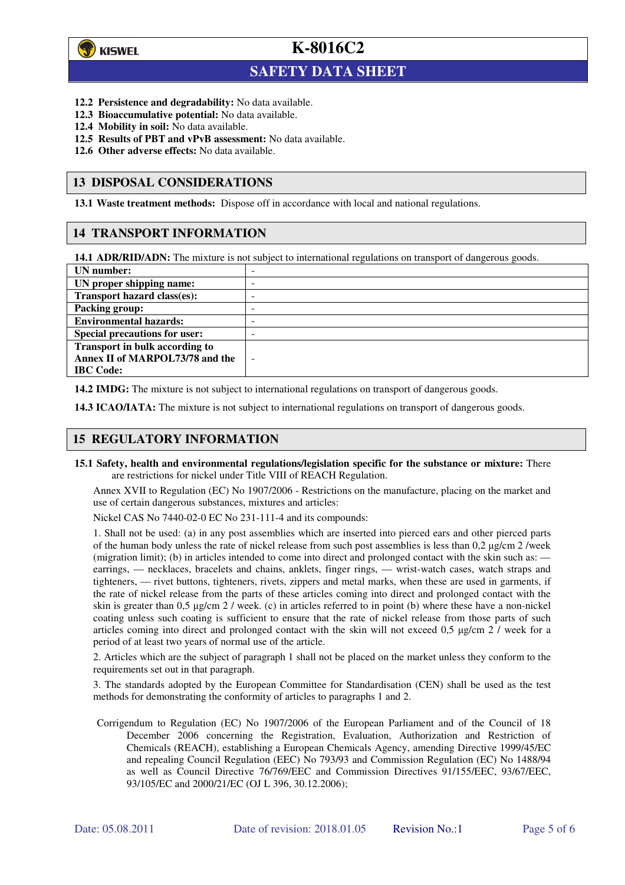**12.2 Persistence and degradability:** No data available.
**12.3 Bioaccumulative potential:** No data available.
**12.4 Mobility in soil:** No data available.
**12.5 Results of PBT and vPvB assessment:** No data available.
**12.6 Other adverse effects:** No data available.

## 13 DISPOSAL CONSIDERATIONS

**13.1 Waste treatment methods:** Dispose off in accordance with local and national regulations.

## 14 TRANSPORT INFORMATION

**14.1 ADR/RID/ADN:** The mixture is not subject to international regulations on transport of dangerous goods.

| | |
|---|---|
| **UN number:** | - |
| **UN proper shipping name:** | - |
| **Transport hazard class(es):** | - |
| **Packing group:** | - |
| **Environmental hazards:** | - |
| **Special precautions for user:** | - |
| **Transport in bulk according to Annex II of MARPOL73/78 and the IBC Code:** | - |

**14.2 IMDG:** The mixture is not subject to international regulations on transport of dangerous goods.

**14.3 ICAO/IATA:** The mixture is not subject to international regulations on transport of dangerous goods.

## 15 REGULATORY INFORMATION

**15.1 Safety, health and environmental regulations/legislation specific for the substance or mixture:** There are restrictions for nickel under Title VIII of REACH Regulation.

Annex XVII to Regulation (EC) No 1907/2006 - Restrictions on the manufacture, placing on the market and use of certain dangerous substances, mixtures and articles:

Nickel CAS No 7440-02-0 EC No 231-111-4 and its compounds:

1. Shall not be used: (a) in any post assemblies which are inserted into pierced ears and other pierced parts of the human body unless the rate of nickel release from such post assemblies is less than 0,2 µg/cm 2 /week (migration limit); (b) in articles intended to come into direct and prolonged contact with the skin such as: — earrings, — necklaces, bracelets and chains, anklets, finger rings, — wrist-watch cases, watch straps and tighteners, — rivet buttons, tighteners, rivets, zippers and metal marks, when these are used in garments, if the rate of nickel release from the parts of these articles coming into direct and prolonged contact with the skin is greater than 0,5 µg/cm 2 / week. (c) in articles referred to in point (b) where these have a non-nickel coating unless such coating is sufficient to ensure that the rate of nickel release from those parts of such articles coming into direct and prolonged contact with the skin will not exceed 0,5 µg/cm 2 / week for a period of at least two years of normal use of the article.

2. Articles which are the subject of paragraph 1 shall not be placed on the market unless they conform to the requirements set out in that paragraph.

3. The standards adopted by the European Committee for Standardisation (CEN) shall be used as the test methods for demonstrating the conformity of articles to paragraphs 1 and 2.

Corrigendum to Regulation (EC) No 1907/2006 of the European Parliament and of the Council of 18 December 2006 concerning the Registration, Evaluation, Authorization and Restriction of Chemicals (REACH), establishing a European Chemicals Agency, amending Directive 1999/45/EC and repealing Council Regulation (EEC) No 793/93 and Commission Regulation (EC) No 1488/94 as well as Council Directive 76/769/EEC and Commission Directives 91/155/EEC, 93/67/EEC, 93/105/EC and 2000/21/EC (OJ L 396, 30.12.2006);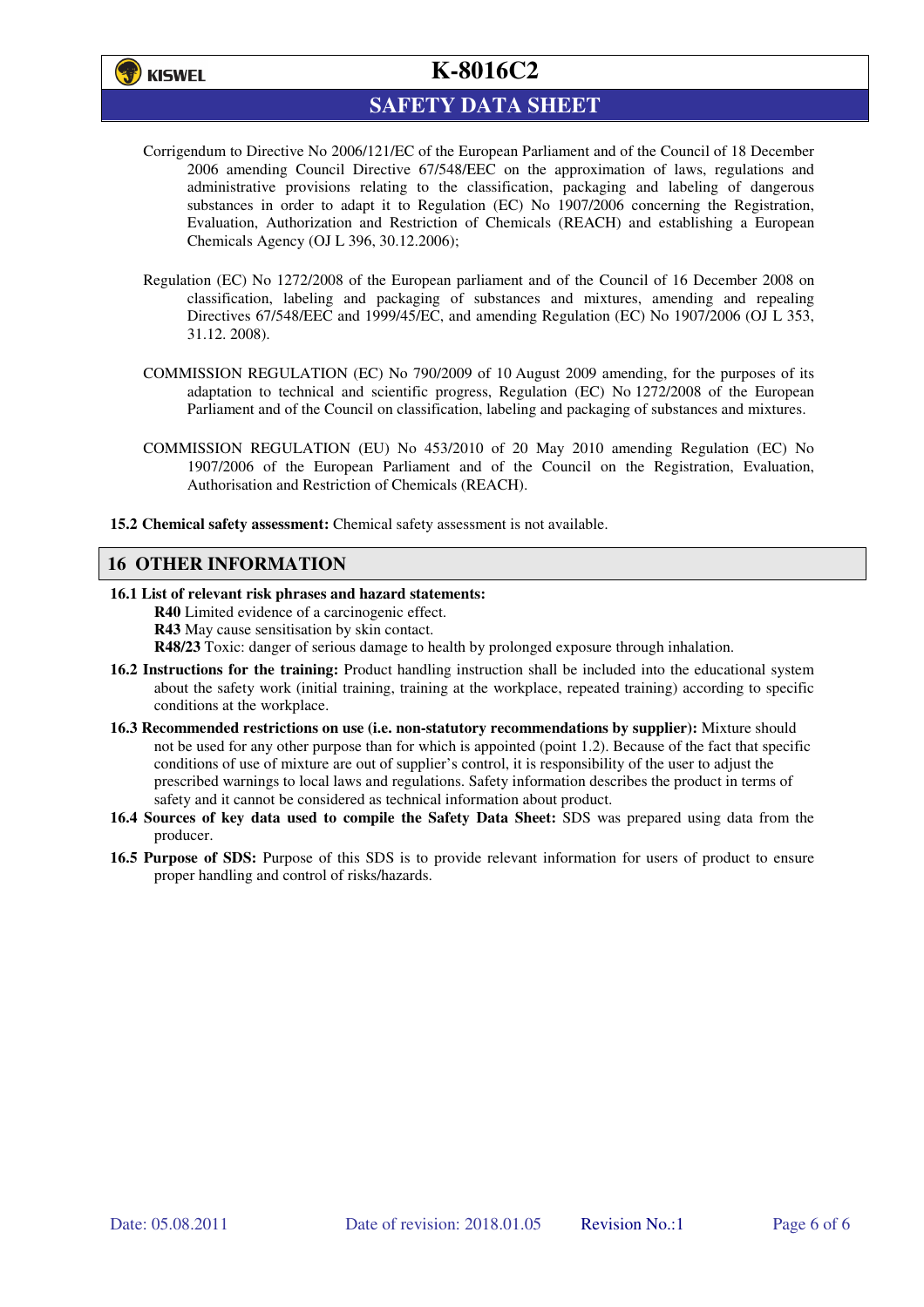Corrigendum to Directive No 2006/121/EC of the European Parliament and of the Council of 18 December 2006 amending Council Directive 67/548/EEC on the approximation of laws, regulations and administrative provisions relating to the classification, packaging and labeling of dangerous substances in order to adapt it to Regulation (EC) No 1907/2006 concerning the Registration, Evaluation, Authorization and Restriction of Chemicals (REACH) and establishing a European Chemicals Agency (OJ L 396, 30.12.2006);

Regulation (EC) No 1272/2008 of the European parliament and of the Council of 16 December 2008 on classification, labeling and packaging of substances and mixtures, amending and repealing Directives 67/548/EEC and 1999/45/EC, and amending Regulation (EC) No 1907/2006 (OJ L 353, 31.12. 2008).

COMMISSION REGULATION (EC) No 790/2009 of 10 August 2009 amending, for the purposes of its adaptation to technical and scientific progress, Regulation (EC) No 1272/2008 of the European Parliament and of the Council on classification, labeling and packaging of substances and mixtures.

COMMISSION REGULATION (EU) No 453/2010 of 20 May 2010 amending Regulation (EC) No 1907/2006 of the European Parliament and of the Council on the Registration, Evaluation, Authorisation and Restriction of Chemicals (REACH).

**15.2 Chemical safety assessment:** Chemical safety assessment is not available.

## 16 OTHER INFORMATION

**16.1 List of relevant risk phrases and hazard statements:**

**R40** Limited evidence of a carcinogenic effect.
**R43** May cause sensitisation by skin contact.
**R48/23** Toxic: danger of serious damage to health by prolonged exposure through inhalation.

**16.2 Instructions for the training:** Product handling instruction shall be included into the educational system about the safety work (initial training, training at the workplace, repeated training) according to specific conditions at the workplace.

**16.3 Recommended restrictions on use (i.e. non-statutory recommendations by supplier):** Mixture should not be used for any other purpose than for which is appointed (point 1.2). Because of the fact that specific conditions of use of mixture are out of supplier's control, it is responsibility of the user to adjust the prescribed warnings to local laws and regulations. Safety information describes the product in terms of safety and it cannot be considered as technical information about product.

**16.4 Sources of key data used to compile the Safety Data Sheet:** SDS was prepared using data from the producer.

**16.5 Purpose of SDS:** Purpose of this SDS is to provide relevant information for users of product to ensure proper handling and control of risks/hazards.